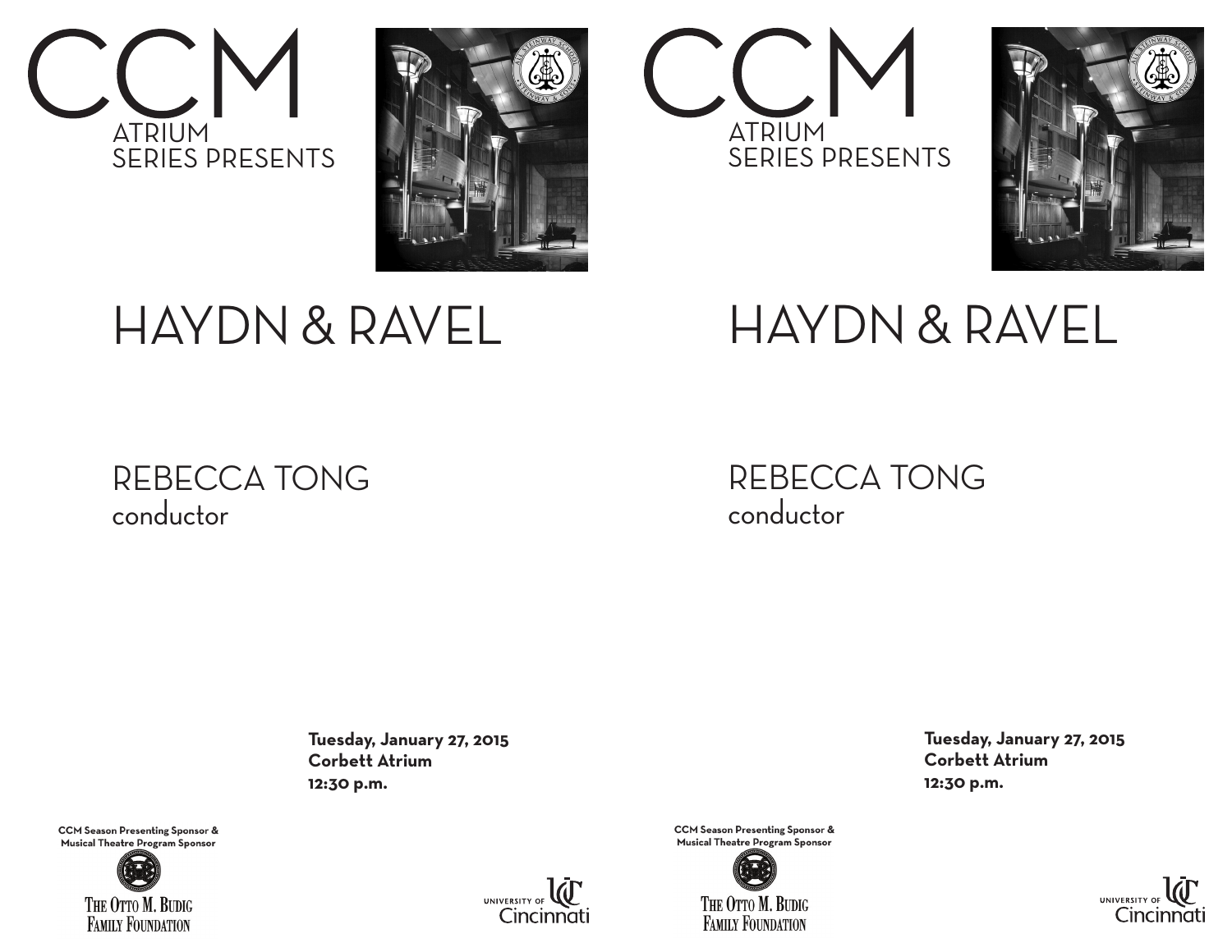# CCM

ATRIUM SERIES PRESENTS

## HAYDN & RAVEL

REBECCA TONG
conductor

**Tuesday, January 27, 2015**
**Corbett Atrium**
**12:30 p.m.**

**CCM Season Presenting Sponsor & Musical Theatre Program Sponsor**

THE OTTO M. BUDIG FAMILY FOUNDATION

UNIVERSITY OF Cincinnati

# CCM

ATRIUM SERIES PRESENTS

## HAYDN & RAVEL

REBECCA TONG
conductor

**Tuesday, January 27, 2015**
**Corbett Atrium**
**12:30 p.m.**

**CCM Season Presenting Sponsor & Musical Theatre Program Sponsor**

THE OTTO M. BUDIG FAMILY FOUNDATION

UNIVERSITY OF Cincinnati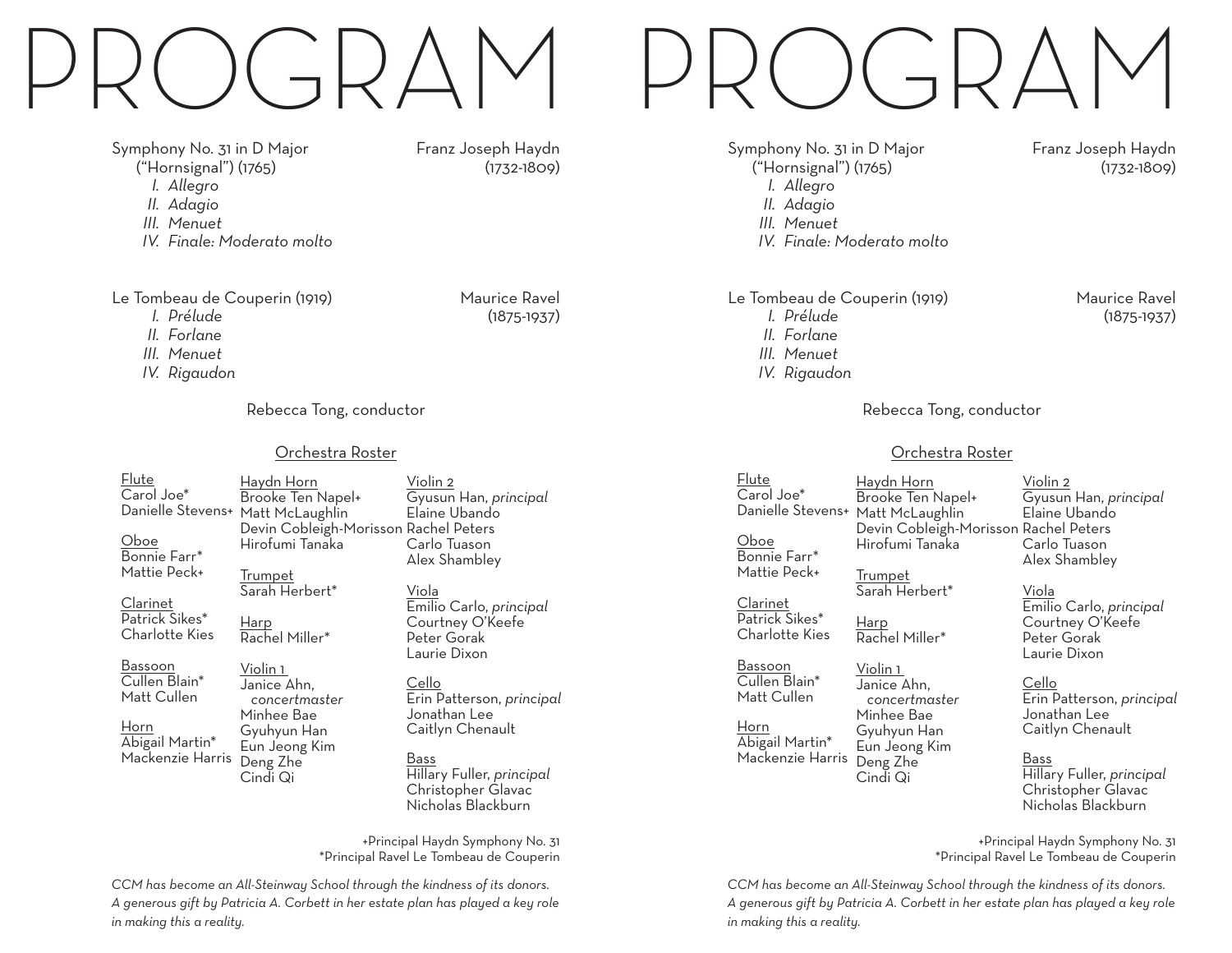# PROGRAM

Symphony No. 31 in D Major ("Hornsignal") (1765) — Franz Joseph Haydn (1732-1809)

- I. *Allegro*
- II. *Adagio*
- III. *Menuet*
- IV. *Finale: Moderato molto*

Le Tombeau de Couperin (1919) — Maurice Ravel (1875-1937)

- I. *Prélude*
- II. *Forlane*
- III. *Menuet*
- IV. *Rigaudon*

Rebecca Tong, conductor

## Orchestra Roster

Flute
Carol Joe*
Danielle Stevens+

Oboe
Bonnie Farr*
Mattie Peck+

Clarinet
Patrick Sikes*
Charlotte Kies

Bassoon
Cullen Blain*
Matt Cullen

Horn
Abigail Martin*
Mackenzie Harris

Haydn Horn
Brooke Ten Napel+
Matt McLaughlin
Devin Cobleigh-Morisson
Hirofumi Tanaka

Trumpet
Sarah Herbert*

Harp
Rachel Miller*

Violin 1
Janice Ahn, *concertmaster*
Minhee Bae
Gyuhyun Han
Eun Jeong Kim
Deng Zhe
Cindi Qi

Violin 2
Gyusun Han, *principal*
Elaine Ubando
Rachel Peters
Carlo Tuason
Alex Shambley

Viola
Emilio Carlo, *principal*
Courtney O'Keefe
Peter Gorak
Laurie Dixon

Cello
Erin Patterson, *principal*
Jonathan Lee
Caitlyn Chenault

Bass
Hillary Fuller, *principal*
Christopher Glavac
Nicholas Blackburn

+Principal Haydn Symphony No. 31
*Principal Ravel Le Tombeau de Couperin

*CCM has become an All-Steinway School through the kindness of its donors. A generous gift by Patricia A. Corbett in her estate plan has played a key role in making this a reality.*

# PROGRAM

Symphony No. 31 in D Major ("Hornsignal") (1765) — Franz Joseph Haydn (1732-1809)

- I. *Allegro*
- II. *Adagio*
- III. *Menuet*
- IV. *Finale: Moderato molto*

Le Tombeau de Couperin (1919) — Maurice Ravel (1875-1937)

- I. *Prélude*
- II. *Forlane*
- III. *Menuet*
- IV. *Rigaudon*

Rebecca Tong, conductor

## Orchestra Roster

Flute
Carol Joe*
Danielle Stevens+

Oboe
Bonnie Farr*
Mattie Peck+

Clarinet
Patrick Sikes*
Charlotte Kies

Bassoon
Cullen Blain*
Matt Cullen

Horn
Abigail Martin*
Mackenzie Harris

Haydn Horn
Brooke Ten Napel+
Matt McLaughlin
Devin Cobleigh-Morisson
Hirofumi Tanaka

Trumpet
Sarah Herbert*

Harp
Rachel Miller*

Violin 1
Janice Ahn, *concertmaster*
Minhee Bae
Gyuhyun Han
Eun Jeong Kim
Deng Zhe
Cindi Qi

Violin 2
Gyusun Han, *principal*
Elaine Ubando
Rachel Peters
Carlo Tuason
Alex Shambley

Viola
Emilio Carlo, *principal*
Courtney O'Keefe
Peter Gorak
Laurie Dixon

Cello
Erin Patterson, *principal*
Jonathan Lee
Caitlyn Chenault

Bass
Hillary Fuller, *principal*
Christopher Glavac
Nicholas Blackburn

+Principal Haydn Symphony No. 31
*Principal Ravel Le Tombeau de Couperin

*CCM has become an All-Steinway School through the kindness of its donors. A generous gift by Patricia A. Corbett in her estate plan has played a key role in making this a reality.*